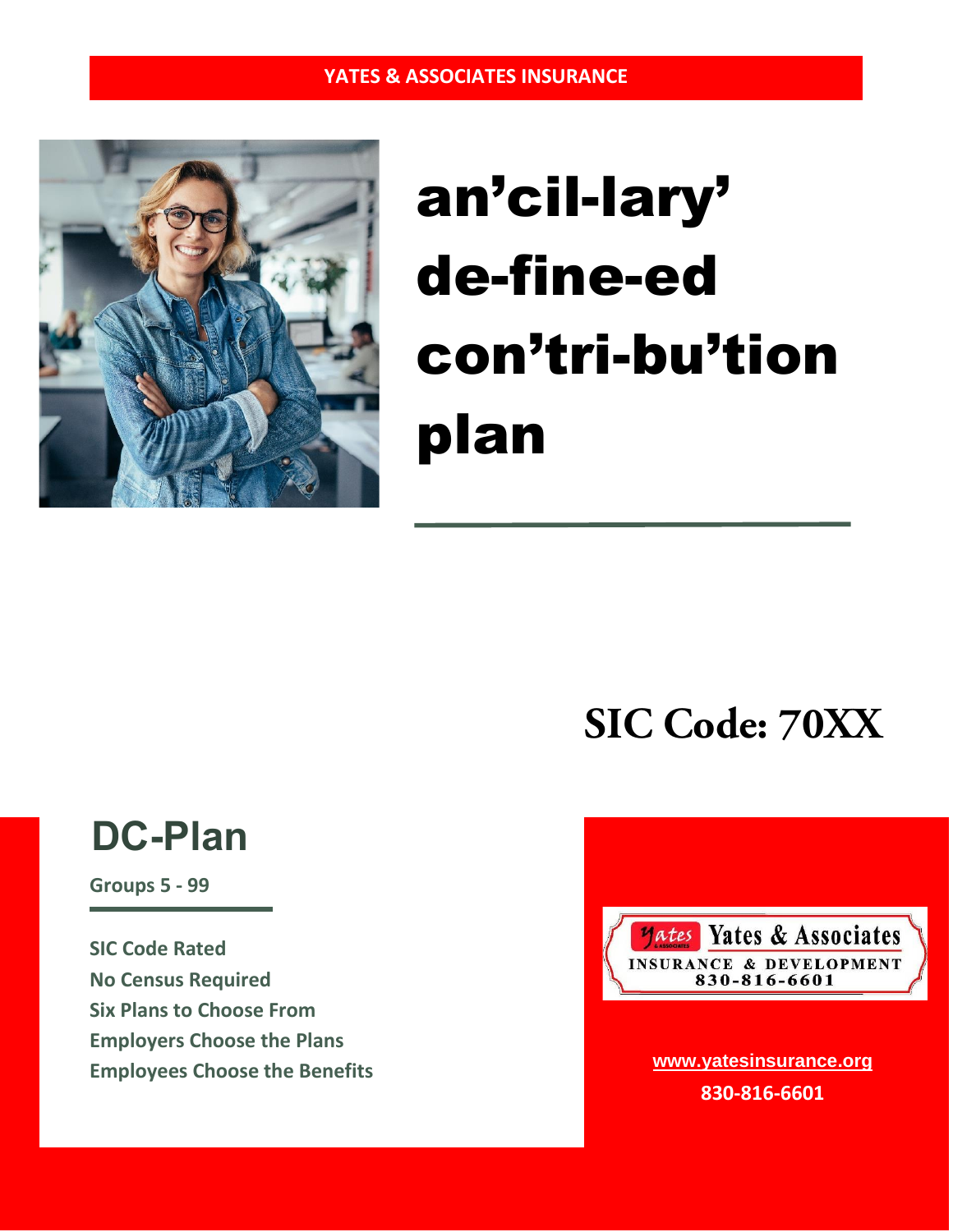YATES & ASSOCIATES INSURANCE

# an'cil-lary' de-fine-ed con'tri-bu'tion plan

## SIC Code: 70XX

## DC-Plan

**Groups 5 - 99**

**SIC Code Rated**
**No Census Required**
**Six Plans to Choose From**
**Employers Choose the Plans**
**Employees Choose the Benefits**

Yates & Associates
INSURANCE & DEVELOPMENT
830-816-6601

www.yatesinsurance.org
830-816-6601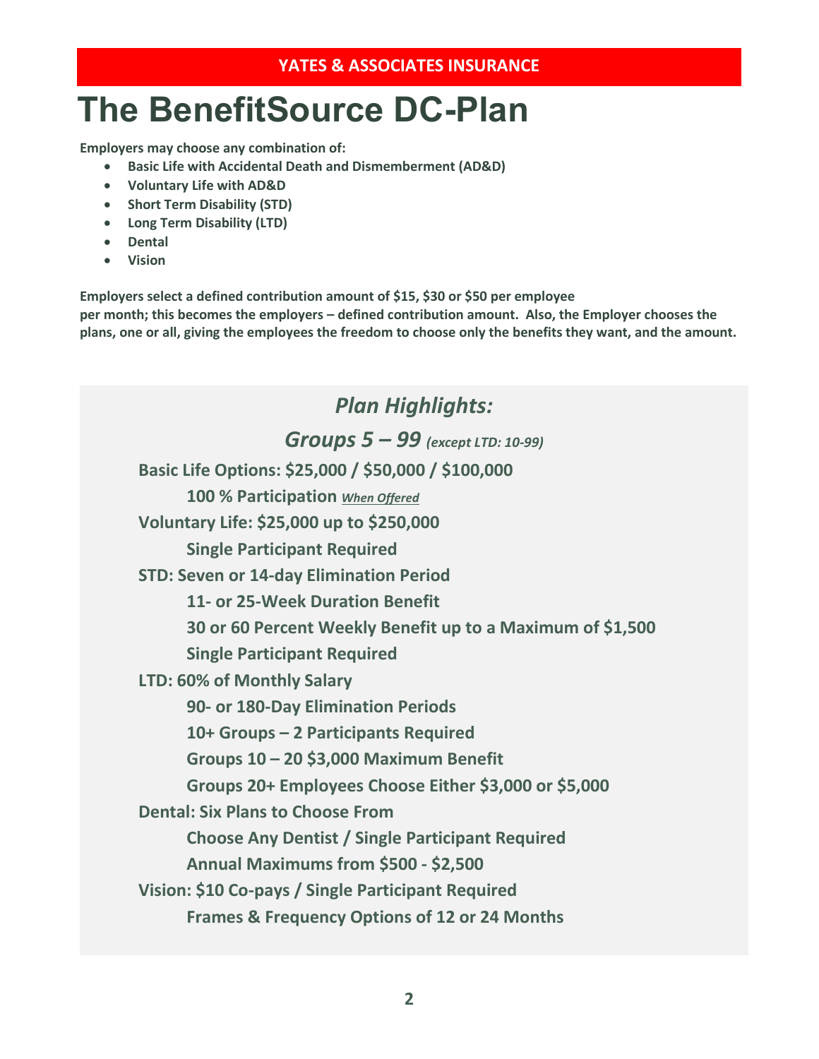**YATES & ASSOCIATES INSURANCE**

# The BenefitSource DC-Plan

**Employers may choose any combination of:**

- **Basic Life with Accidental Death and Dismemberment (AD&D)**
- **Voluntary Life with AD&D**
- **Short Term Disability (STD)**
- **Long Term Disability (LTD)**
- **Dental**
- **Vision**

**Employers select a defined contribution amount of $15, $30 or $50 per employee per month; this becomes the employers – defined contribution amount. Also, the Employer chooses the plans, one or all, giving the employees the freedom to choose only the benefits they want, and the amount.**

## *Plan Highlights:*

### *Groups 5 – 99* *(except LTD: 10-99)*

**Basic Life Options: $25,000 / $50,000 / $100,000**

- **100 % Participation** ***When Offered***

**Voluntary Life: $25,000 up to $250,000**

- **Single Participant Required**

**STD: Seven or 14-day Elimination Period**

- **11- or 25-Week Duration Benefit**
- **30 or 60 Percent Weekly Benefit up to a Maximum of $1,500**
- **Single Participant Required**

**LTD: 60% of Monthly Salary**

- **90- or 180-Day Elimination Periods**
- **10+ Groups – 2 Participants Required**
- **Groups 10 – 20 $3,000 Maximum Benefit**
- **Groups 20+ Employees Choose Either $3,000 or $5,000**

**Dental: Six Plans to Choose From**

- **Choose Any Dentist / Single Participant Required**
- **Annual Maximums from $500 - $2,500**

**Vision: $10 Co-pays / Single Participant Required**

- **Frames & Frequency Options of 12 or 24 Months**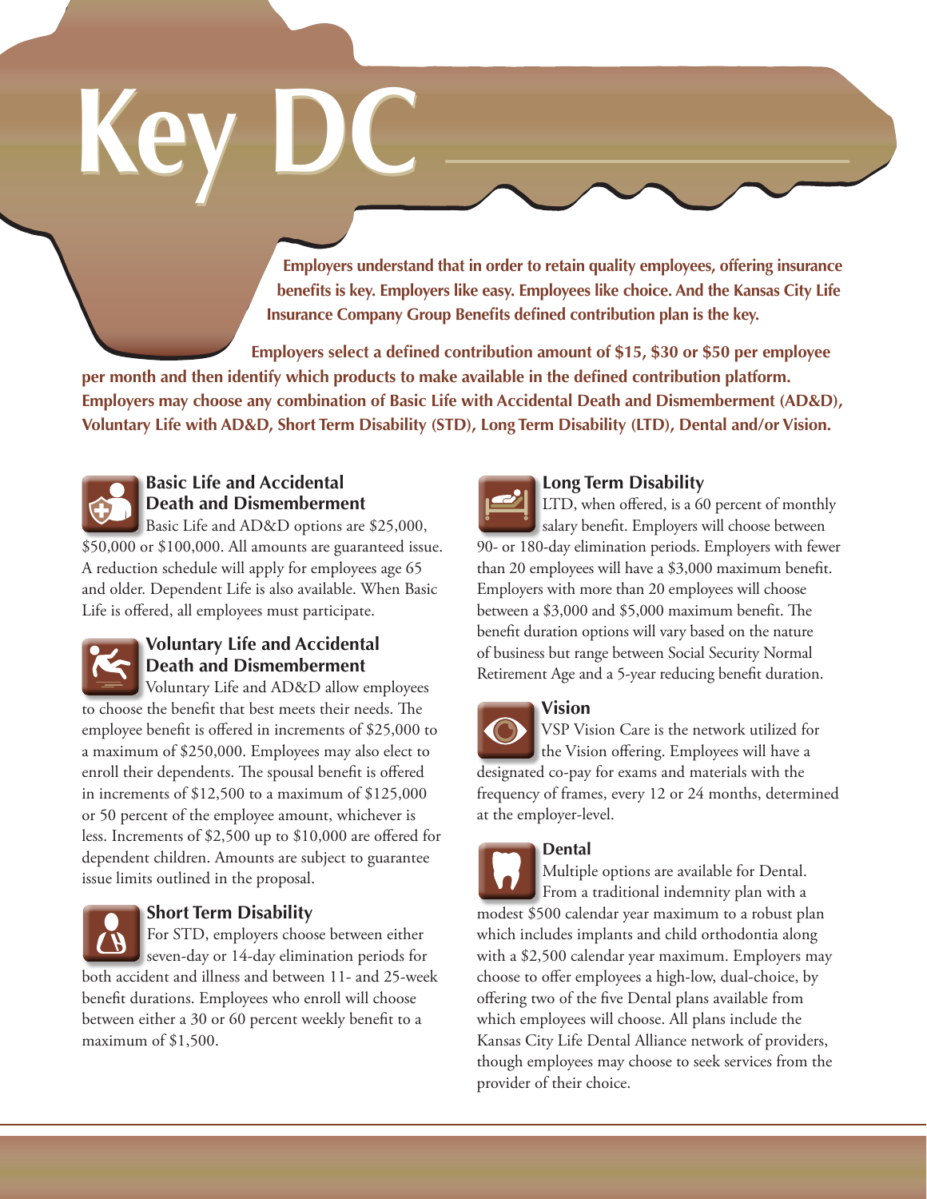# Key DC

**Employers understand that in order to retain quality employees, offering insurance benefits is key. Employers like easy. Employees like choice. And the Kansas City Life Insurance Company Group Benefits defined contribution plan is the key.**

**Employers select a defined contribution amount of $15, $30 or $50 per employee per month and then identify which products to make available in the defined contribution platform. Employers may choose any combination of Basic Life with Accidental Death and Dismemberment (AD&D), Voluntary Life with AD&D, Short Term Disability (STD), Long Term Disability (LTD), Dental and/or Vision.**

## Basic Life and Accidental Death and Dismemberment

Basic Life and AD&D options are $25,000, $50,000 or $100,000. All amounts are guaranteed issue. A reduction schedule will apply for employees age 65 and older. Dependent Life is also available. When Basic Life is offered, all employees must participate.

## Voluntary Life and Accidental Death and Dismemberment

Voluntary Life and AD&D allow employees to choose the benefit that best meets their needs. The employee benefit is offered in increments of $25,000 to a maximum of $250,000. Employees may also elect to enroll their dependents. The spousal benefit is offered in increments of $12,500 to a maximum of $125,000 or 50 percent of the employee amount, whichever is less. Increments of $2,500 up to $10,000 are offered for dependent children. Amounts are subject to guarantee issue limits outlined in the proposal.

## Short Term Disability

For STD, employers choose between either seven-day or 14-day elimination periods for both accident and illness and between 11- and 25-week benefit durations. Employees who enroll will choose between either a 30 or 60 percent weekly benefit to a maximum of $1,500.

## Long Term Disability

LTD, when offered, is a 60 percent of monthly salary benefit. Employers will choose between 90- or 180-day elimination periods. Employers with fewer than 20 employees will have a $3,000 maximum benefit. Employers with more than 20 employees will choose between a $3,000 and $5,000 maximum benefit. The benefit duration options will vary based on the nature of business but range between Social Security Normal Retirement Age and a 5-year reducing benefit duration.

## Vision

VSP Vision Care is the network utilized for the Vision offering. Employees will have a designated co-pay for exams and materials with the frequency of frames, every 12 or 24 months, determined at the employer-level.

## Dental

Multiple options are available for Dental. From a traditional indemnity plan with a modest $500 calendar year maximum to a robust plan which includes implants and child orthodontia along with a $2,500 calendar year maximum. Employers may choose to offer employees a high-low, dual-choice, by offering two of the five Dental plans available from which employees will choose. All plans include the Kansas City Life Dental Alliance network of providers, though employees may choose to seek services from the provider of their choice.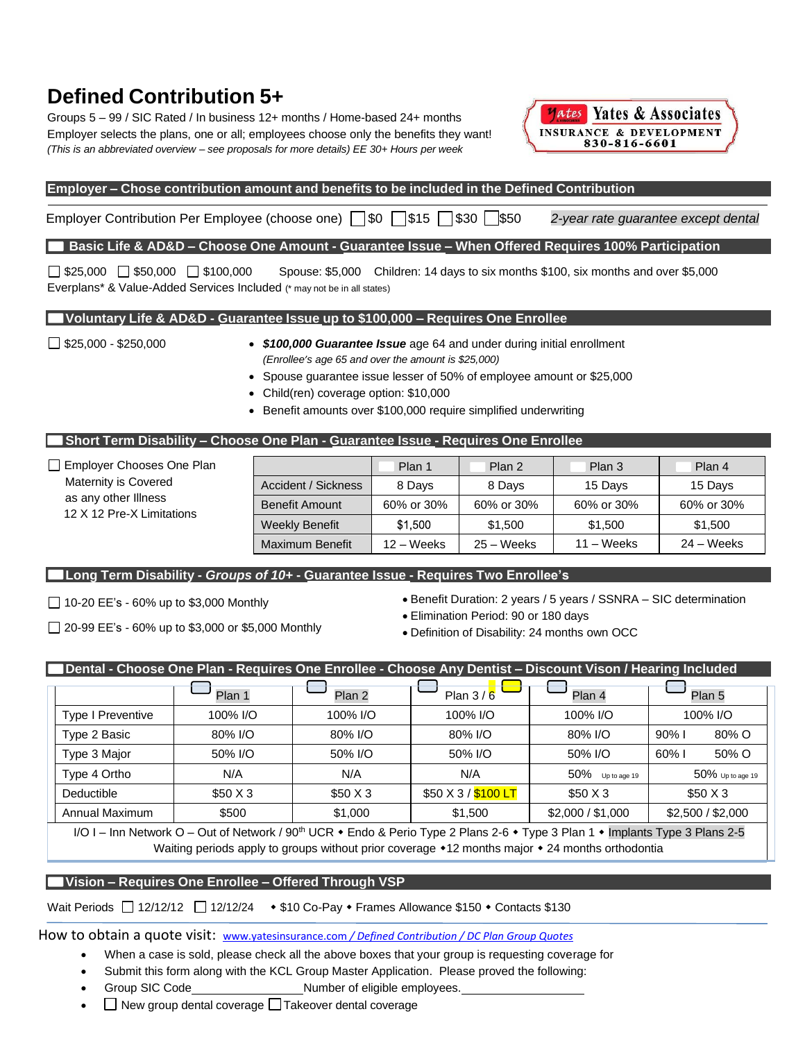# Defined Contribution 5+

Groups 5 – 99 / SIC Rated / In business 12+ months / Home-based 24+ months
Employer selects the plans, one or all; employees choose only the benefits they want!
*(This is an abbreviated overview – see proposals for more details) EE 30+ Hours per week*

Yates & Associates
INSURANCE & DEVELOPMENT
830-816-6601

## Employer – Chose contribution amount and benefits to be included in the Defined Contribution

Employer Contribution Per Employee (choose one) ☐ $0 ☐ $15 ☐ $30 ☐ $50 *2-year rate guarantee except dental*

## ☐ Basic Life & AD&D – Choose One Amount - Guarantee Issue – When Offered Requires 100% Participation

☐ $25,000 ☐ $50,000 ☐ $100,000 Spouse: $5,000 Children: 14 days to six months $100, six months and over $5,000
Everplans* & Value-Added Services Included (* may not be in all states)

## ☐ Voluntary Life & AD&D - Guarantee Issue up to $100,000 – Requires One Enrollee

☐ $25,000 - $250,000

- ***$100,000 Guarantee Issue*** age 64 and under during initial enrollment
  *(Enrollee's age 65 and over the amount is $25,000)*
- Spouse guarantee issue lesser of 50% of employee amount or $25,000
- Child(ren) coverage option: $10,000
- Benefit amounts over $100,000 require simplified underwriting

## ☐ Short Term Disability – Choose One Plan - Guarantee Issue - Requires One Enrollee

☐ Employer Chooses One Plan
Maternity is Covered as any other Illness
12 X 12 Pre-X Limitations

| | ☐ Plan 1 | ☐ Plan 2 | ☐ Plan 3 | ☐ Plan 4 |
|---|---|---|---|---|
| Accident / Sickness | 8 Days | 8 Days | 15 Days | 15 Days |
| Benefit Amount | 60% or 30% | 60% or 30% | 60% or 30% | 60% or 30% |
| Weekly Benefit | $1,500 | $1,500 | $1,500 | $1,500 |
| Maximum Benefit | 12 – Weeks | 25 – Weeks | 11 – Weeks | 24 – Weeks |

## ☐ Long Term Disability - *Groups of 10+* - Guarantee Issue - Requires Two Enrollee's

☐ 10-20 EE's - 60% up to $3,000 Monthly

☐ 20-99 EE's - 60% up to $3,000 or $5,000 Monthly

- Benefit Duration: 2 years / 5 years / SSNRA – SIC determination
- Elimination Period: 90 or 180 days
- Definition of Disability: 24 months own OCC

## ☐ Dental - Choose One Plan - Requires One Enrollee - Choose Any Dentist – Discount Vison / Hearing Included

| | ☐ Plan 1 | ☐ Plan 2 | ☐ Plan 3 / 6 ☐ | ☐ Plan 4 | ☐ Plan 5 |
|---|---|---|---|---|---|
| Type I Preventive | 100% I/O | 100% I/O | 100% I/O | 100% I/O | 100% I/O |
| Type 2 Basic | 80% I/O | 80% I/O | 80% I/O | 80% I/O | 90% I 80% O |
| Type 3 Major | 50% I/O | 50% I/O | 50% I/O | 50% I/O | 60% I 50% O |
| Type 4 Ortho | N/A | N/A | N/A | 50% Up to age 19 | 50% Up to age 19 |
| Deductible | $50 X 3 | $50 X 3 | $50 X 3 / $100 LT | $50 X 3 | $50 X 3 |
| Annual Maximum | $500 | $1,000 | $1,500 | $2,000 / $1,000 | $2,500 / $2,000 |

I/O I – Inn Network O – Out of Network / 90th UCR ⬩ Endo & Perio Type 2 Plans 2-6 ⬩ Type 3 Plan 1 ⬩ Implants Type 3 Plans 2-5
Waiting periods apply to groups without prior coverage ⬩12 months major ⬩ 24 months orthodontia

## ☐ Vision – Requires One Enrollee – Offered Through VSP

Wait Periods ☐ 12/12/12 ☐ 12/12/24 ⬩ $10 Co-Pay ⬩ Frames Allowance $150 ⬩ Contacts $130

How to obtain a quote visit: www.yatesinsurance.com / Defined Contribution / DC Plan Group Quotes

- When a case is sold, please check all the above boxes that your group is requesting coverage for
- Submit this form along with the KCL Group Master Application. Please proved the following:
- Group SIC Code\_\_\_\_\_\_\_\_\_\_\_\_\_\_\_\_ Number of eligible employees.\_\_\_\_\_\_\_\_\_\_\_\_\_\_\_\_
- ☐ New group dental coverage ☐ Takeover dental coverage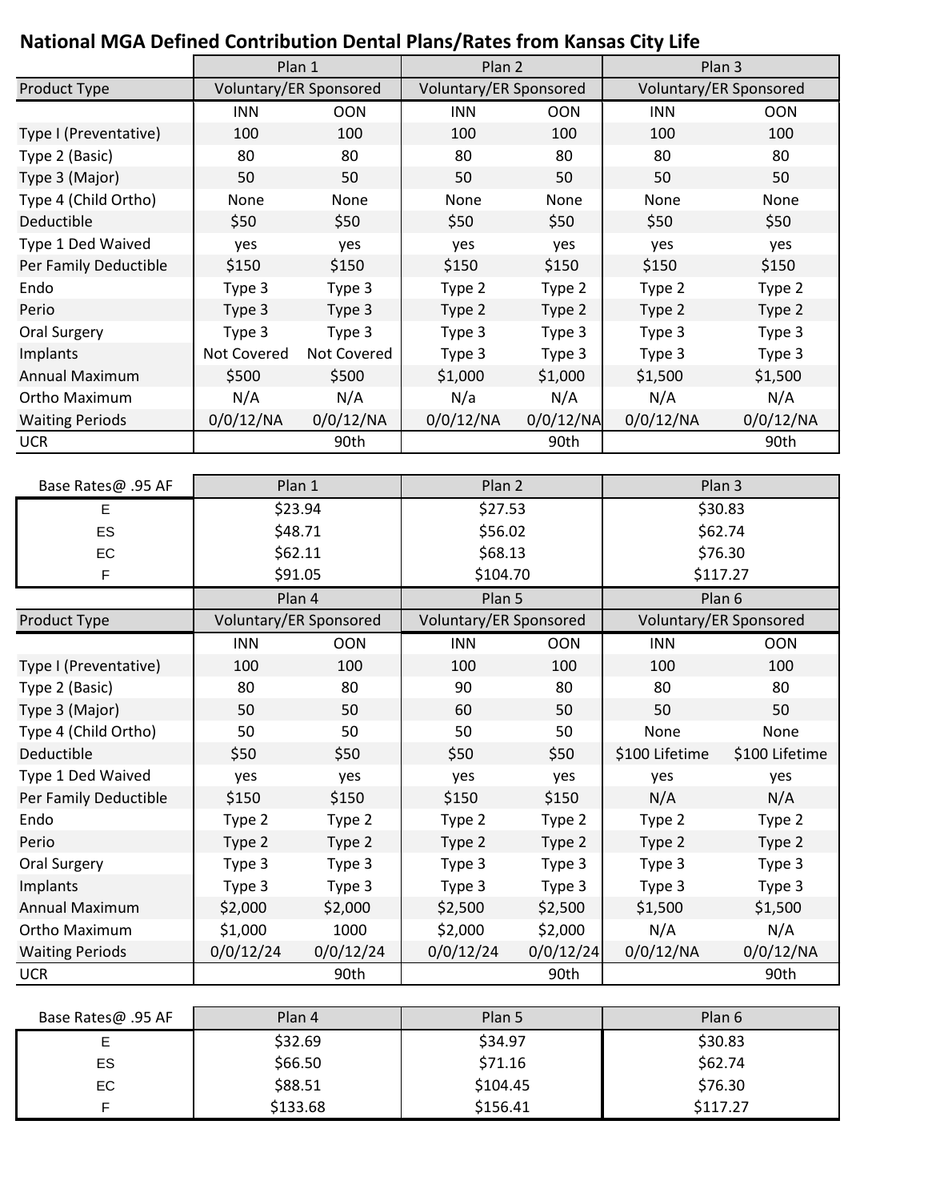# National MGA Defined Contribution Dental Plans/Rates from Kansas City Life

| | Plan 1 | | Plan 2 | | Plan 3 | |
|---|---|---|---|---|---|---|
| Product Type | Voluntary/ER Sponsored | | Voluntary/ER Sponsored | | Voluntary/ER Sponsored | |
| | INN | OON | INN | OON | INN | OON |
| Type I (Preventative) | 100 | 100 | 100 | 100 | 100 | 100 |
| Type 2 (Basic) | 80 | 80 | 80 | 80 | 80 | 80 |
| Type 3 (Major) | 50 | 50 | 50 | 50 | 50 | 50 |
| Type 4 (Child Ortho) | None | None | None | None | None | None |
| Deductible | $50 | $50 | $50 | $50 | $50 | $50 |
| Type 1 Ded Waived | yes | yes | yes | yes | yes | yes |
| Per Family Deductible | $150 | $150 | $150 | $150 | $150 | $150 |
| Endo | Type 3 | Type 3 | Type 2 | Type 2 | Type 2 | Type 2 |
| Perio | Type 3 | Type 3 | Type 2 | Type 2 | Type 2 | Type 2 |
| Oral Surgery | Type 3 | Type 3 | Type 3 | Type 3 | Type 3 | Type 3 |
| Implants | Not Covered | Not Covered | Type 3 | Type 3 | Type 3 | Type 3 |
| Annual Maximum | $500 | $500 | $1,000 | $1,000 | $1,500 | $1,500 |
| Ortho Maximum | N/A | N/A | N/a | N/A | N/A | N/A |
| Waiting Periods | 0/0/12/NA | 0/0/12/NA | 0/0/12/NA | 0/0/12/NA | 0/0/12/NA | 0/0/12/NA |
| UCR | | 90th | | 90th | | 90th |

| Base Rates@ .95 AF | Plan 1 | Plan 2 | Plan 3 |
|---|---|---|---|
| E | $23.94 | $27.53 | $30.83 |
| ES | $48.71 | $56.02 | $62.74 |
| EC | $62.11 | $68.13 | $76.30 |
| F | $91.05 | $104.70 | $117.27 |

| | Plan 4 | | Plan 5 | | Plan 6 | |
|---|---|---|---|---|---|---|
| Product Type | Voluntary/ER Sponsored | | Voluntary/ER Sponsored | | Voluntary/ER Sponsored | |
| | INN | OON | INN | OON | INN | OON |
| Type I (Preventative) | 100 | 100 | 100 | 100 | 100 | 100 |
| Type 2 (Basic) | 80 | 80 | 90 | 80 | 80 | 80 |
| Type 3 (Major) | 50 | 50 | 60 | 50 | 50 | 50 |
| Type 4 (Child Ortho) | 50 | 50 | 50 | 50 | None | None |
| Deductible | $50 | $50 | $50 | $50 | $100 Lifetime | $100 Lifetime |
| Type 1 Ded Waived | yes | yes | yes | yes | yes | yes |
| Per Family Deductible | $150 | $150 | $150 | $150 | N/A | N/A |
| Endo | Type 2 | Type 2 | Type 2 | Type 2 | Type 2 | Type 2 |
| Perio | Type 2 | Type 2 | Type 2 | Type 2 | Type 2 | Type 2 |
| Oral Surgery | Type 3 | Type 3 | Type 3 | Type 3 | Type 3 | Type 3 |
| Implants | Type 3 | Type 3 | Type 3 | Type 3 | Type 3 | Type 3 |
| Annual Maximum | $2,000 | $2,000 | $2,500 | $2,500 | $1,500 | $1,500 |
| Ortho Maximum | $1,000 | 1000 | $2,000 | $2,000 | N/A | N/A |
| Waiting Periods | 0/0/12/24 | 0/0/12/24 | 0/0/12/24 | 0/0/12/24 | 0/0/12/NA | 0/0/12/NA |
| UCR | | 90th | | 90th | | 90th |

| Base Rates@ .95 AF | Plan 4 | Plan 5 | Plan 6 |
|---|---|---|---|
| E | $32.69 | $34.97 | $30.83 |
| ES | $66.50 | $71.16 | $62.74 |
| EC | $88.51 | $104.45 | $76.30 |
| F | $133.68 | $156.41 | $117.27 |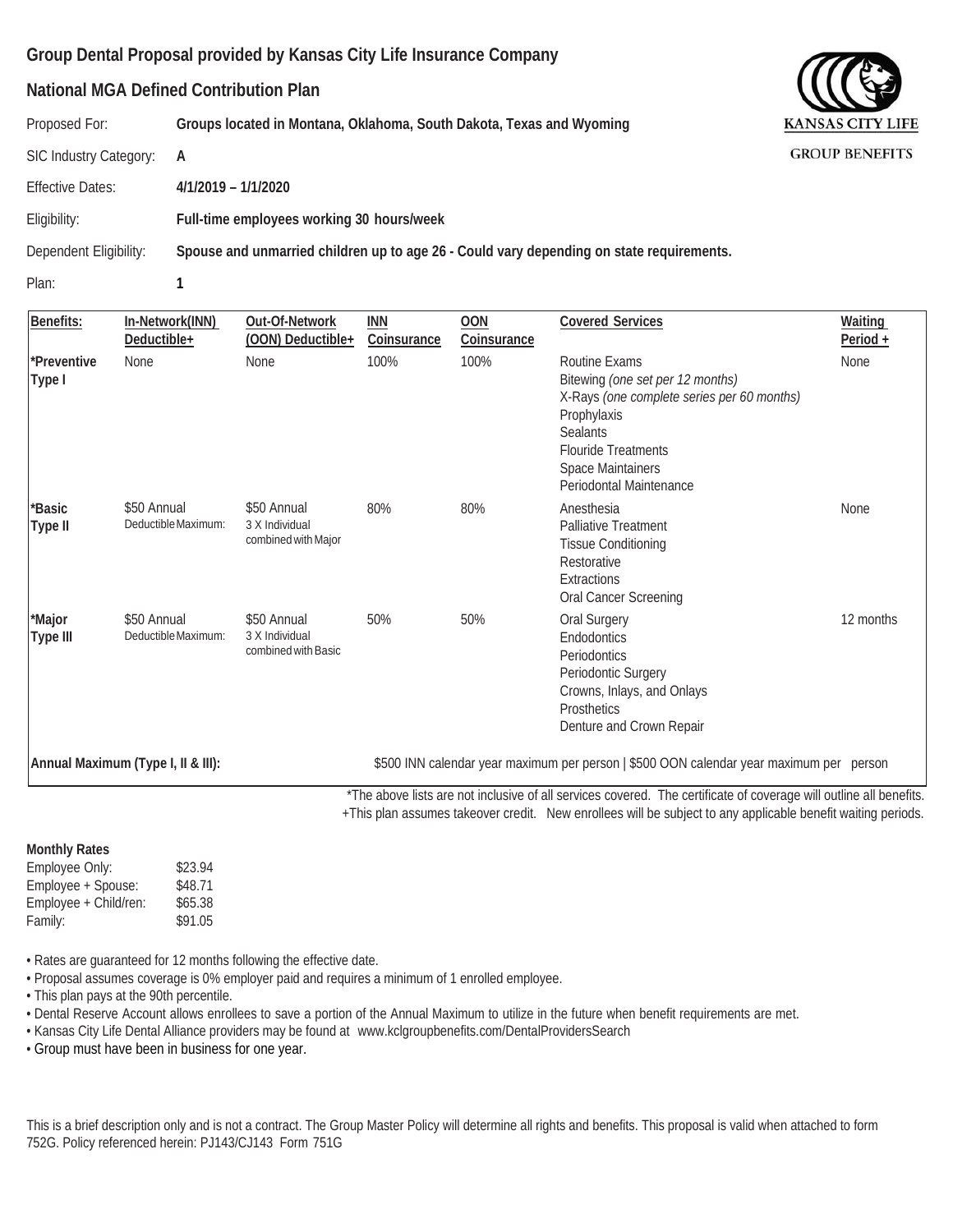# Group Dental Proposal provided by Kansas City Life Insurance Company

## National MGA Defined Contribution Plan

KANSAS CITY LIFE
GROUP BENEFITS

| | |
|---|---|
| Proposed For: | **Groups located in Montana, Oklahoma, South Dakota, Texas and Wyoming** |
| SIC Industry Category: | **A** |
| Effective Dates: | **4/1/2019 – 1/1/2020** |
| Eligibility: | **Full-time employees working 30 hours/week** |
| Dependent Eligibility: | **Spouse and unmarried children up to age 26 - Could vary depending on state requirements.** |
| Plan: | **1** |

| Benefits: | In-Network(INN) Deductible+ | Out-Of-Network (OON) Deductible+ | INN Coinsurance | OON Coinsurance | Covered Services | Waiting Period + |
|---|---|---|---|---|---|---|
| *Preventive Type I | None | None | 100% | 100% | Routine Exams<br>Bitewing *(one set per 12 months)*<br>X-Rays *(one complete series per 60 months)*<br>Prophylaxis<br>Sealants<br>Flouride Treatments<br>Space Maintainers<br>Periodontal Maintenance | None |
| *Basic Type II | $50 Annual<br>Deductible Maximum: | $50 Annual<br>3 X Individual<br>combined with Major | 80% | 80% | Anesthesia<br>Palliative Treatment<br>Tissue Conditioning<br>Restorative<br>Extractions<br>Oral Cancer Screening | None |
| *Major Type III | $50 Annual<br>Deductible Maximum: | $50 Annual<br>3 X Individual<br>combined with Basic | 50% | 50% | Oral Surgery<br>Endodontics<br>Periodontics<br>Periodontic Surgery<br>Crowns, Inlays, and Onlays<br>Prosthetics<br>Denture and Crown Repair | 12 months |
| **Annual Maximum (Type I, II & III):** | | | $500 INN calendar year maximum per person \| $500 OON calendar year maximum per person | | | |

*The above lists are not inclusive of all services covered. The certificate of coverage will outline all benefits.
+This plan assumes takeover credit. New enrollees will be subject to any applicable benefit waiting periods.

**Monthly Rates**

| | |
|---|---|
| Employee Only: | $23.94 |
| Employee + Spouse: | $48.71 |
| Employee + Child/ren: | $65.38 |
| Family: | $91.05 |

- Rates are guaranteed for 12 months following the effective date.
- Proposal assumes coverage is 0% employer paid and requires a minimum of 1 enrolled employee.
- This plan pays at the 90th percentile.
- Dental Reserve Account allows enrollees to save a portion of the Annual Maximum to utilize in the future when benefit requirements are met.
- Kansas City Life Dental Alliance providers may be found at www.kclgroupbenefits.com/DentalProvidersSearch
- Group must have been in business for one year.

This is a brief description only and is not a contract. The Group Master Policy will determine all rights and benefits. This proposal is valid when attached to form 752G. Policy referenced herein: PJ143/CJ143 Form 751G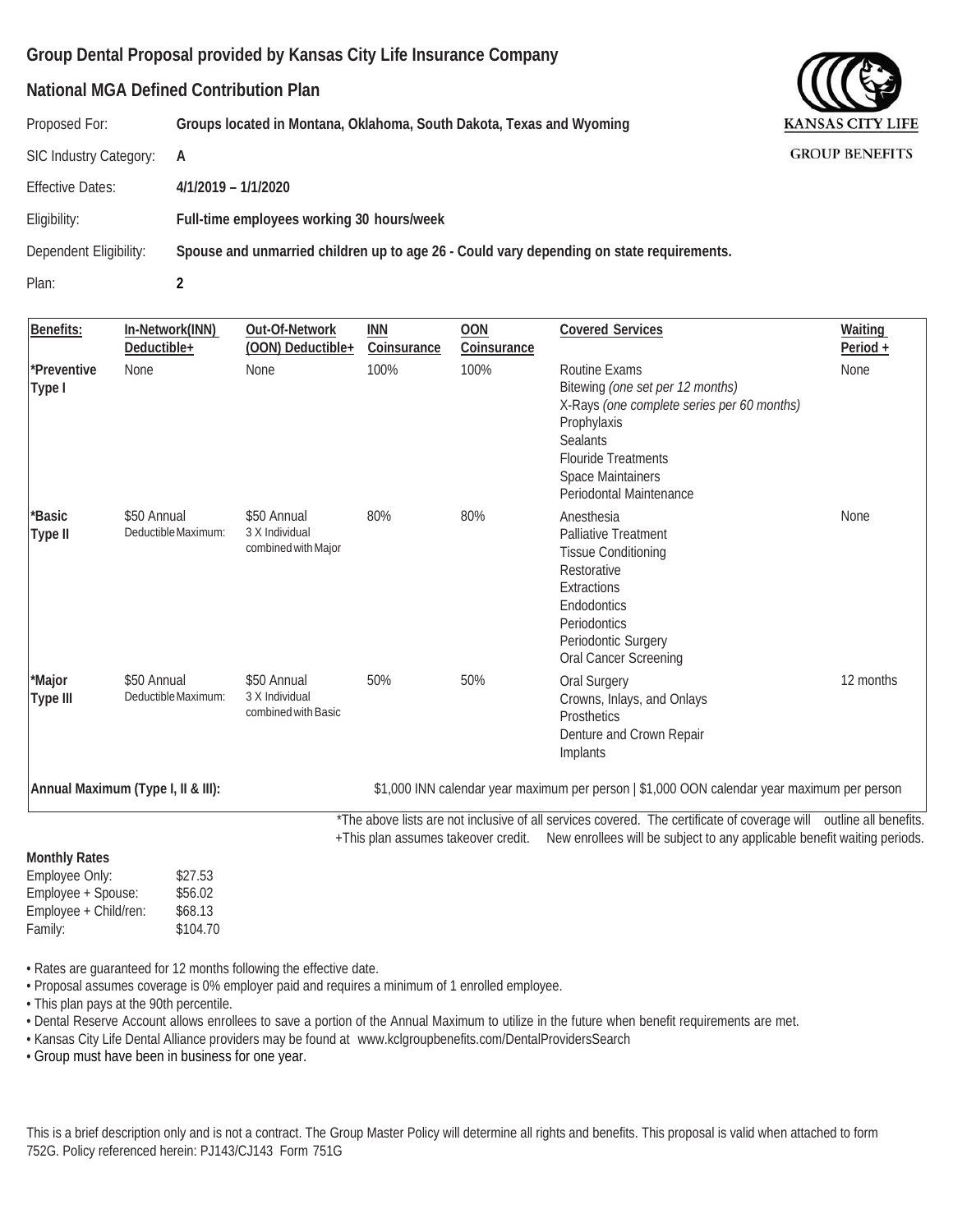## Group Dental Proposal provided by Kansas City Life Insurance Company

## National MGA Defined Contribution Plan

| | |
|---|---|
| Proposed For: | **Groups located in Montana, Oklahoma, South Dakota, Texas and Wyoming** |
| SIC Industry Category: | **A** |
| Effective Dates: | **4/1/2019 – 1/1/2020** |
| Eligibility: | **Full-time employees working 30 hours/week** |
| Dependent Eligibility: | **Spouse and unmarried children up to age 26 - Could vary depending on state requirements.** |
| Plan: | **2** |

KANSAS CITY LIFE
GROUP BENEFITS

| Benefits: | In-Network(INN) Deductible+ | Out-Of-Network (OON) Deductible+ | INN Coinsurance | OON Coinsurance | Covered Services | Waiting Period + |
|---|---|---|---|---|---|---|
| ***Preventive Type I** | None | None | 100% | 100% | Routine Exams<br>Bitewing *(one set per 12 months)*<br>X-Rays *(one complete series per 60 months)*<br>Prophylaxis<br>Sealants<br>Flouride Treatments<br>Space Maintainers<br>Periodontal Maintenance | None |
| ***Basic Type II** | $50 Annual<br>Deductible Maximum: | $50 Annual<br>3 X Individual<br>combined with Major | 80% | 80% | Anesthesia<br>Palliative Treatment<br>Tissue Conditioning<br>Restorative<br>Extractions<br>Endodontics<br>Periodontics<br>Periodontic Surgery<br>Oral Cancer Screening | None |
| ***Major Type III** | $50 Annual<br>Deductible Maximum: | $50 Annual<br>3 X Individual<br>combined with Basic | 50% | 50% | Oral Surgery<br>Crowns, Inlays, and Onlays<br>Prosthetics<br>Denture and Crown Repair<br>Implants | 12 months |
| **Annual Maximum (Type I, II & III):** | | | $1,000 INN calendar year maximum per person \| $1,000 OON calendar year maximum per person | | | |

*The above lists are not inclusive of all services covered. The certificate of coverage will outline all benefits.
+This plan assumes takeover credit. New enrollees will be subject to any applicable benefit waiting periods.

**Monthly Rates**

| | |
|---|---|
| Employee Only: | $27.53 |
| Employee + Spouse: | $56.02 |
| Employee + Child/ren: | $68.13 |
| Family: | $104.70 |

- Rates are guaranteed for 12 months following the effective date.
- Proposal assumes coverage is 0% employer paid and requires a minimum of 1 enrolled employee.
- This plan pays at the 90th percentile.
- Dental Reserve Account allows enrollees to save a portion of the Annual Maximum to utilize in the future when benefit requirements are met.
- Kansas City Life Dental Alliance providers may be found at www.kclgroupbenefits.com/DentalProvidersSearch
- Group must have been in business for one year.

This is a brief description only and is not a contract. The Group Master Policy will determine all rights and benefits. This proposal is valid when attached to form 752G. Policy referenced herein: PJ143/CJ143 Form 751G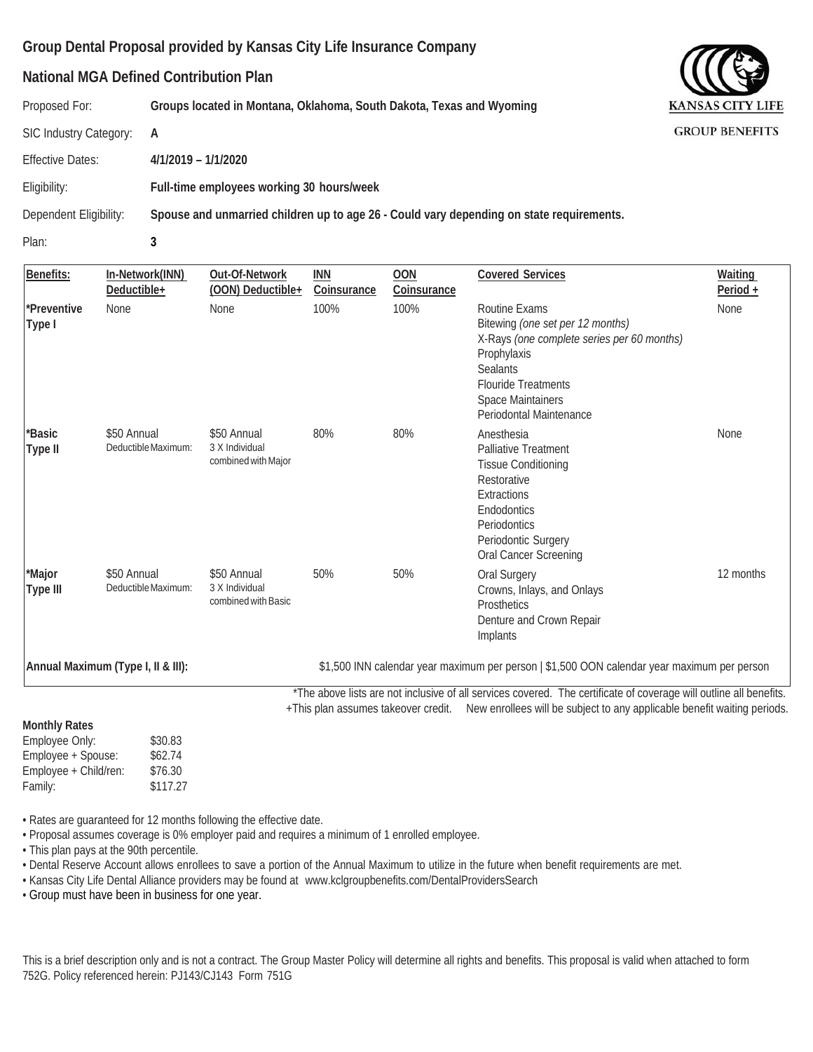## Group Dental Proposal provided by Kansas City Life Insurance Company

## National MGA Defined Contribution Plan

KANSAS CITY LIFE
GROUP BENEFITS

| | |
|---|---|
| Proposed For: | **Groups located in Montana, Oklahoma, South Dakota, Texas and Wyoming** |
| SIC Industry Category: | **A** |
| Effective Dates: | **4/1/2019 – 1/1/2020** |
| Eligibility: | **Full-time employees working 30 hours/week** |
| Dependent Eligibility: | **Spouse and unmarried children up to age 26 - Could vary depending on state requirements.** |
| Plan: | **3** |

| Benefits: | In-Network(INN) Deductible+ | Out-Of-Network (OON) Deductible+ | INN Coinsurance | OON Coinsurance | Covered Services | Waiting Period + |
|---|---|---|---|---|---|---|
| *Preventive Type I | None | None | 100% | 100% | Routine Exams<br>Bitewing *(one set per 12 months)*<br>X-Rays *(one complete series per 60 months)*<br>Prophylaxis<br>Sealants<br>Flouride Treatments<br>Space Maintainers<br>Periodontal Maintenance | None |
| *Basic Type II | $50 Annual<br>Deductible Maximum: | $50 Annual<br>3 X Individual<br>combined with Major | 80% | 80% | Anesthesia<br>Palliative Treatment<br>Tissue Conditioning<br>Restorative<br>Extractions<br>Endodontics<br>Periodontics<br>Periodontic Surgery<br>Oral Cancer Screening | None |
| *Major Type III | $50 Annual<br>Deductible Maximum: | $50 Annual<br>3 X Individual<br>combined with Basic | 50% | 50% | Oral Surgery<br>Crowns, Inlays, and Onlays<br>Prosthetics<br>Denture and Crown Repair<br>Implants | 12 months |
| **Annual Maximum (Type I, II & III):** | | | $1,500 INN calendar year maximum per person \| $1,500 OON calendar year maximum per person | | | |

*The above lists are not inclusive of all services covered. The certificate of coverage will outline all benefits.
+This plan assumes takeover credit. New enrollees will be subject to any applicable benefit waiting periods.

**Monthly Rates**

| | |
|---|---|
| Employee Only: | $30.83 |
| Employee + Spouse: | $62.74 |
| Employee + Child/ren: | $76.30 |
| Family: | $117.27 |

- Rates are guaranteed for 12 months following the effective date.
- Proposal assumes coverage is 0% employer paid and requires a minimum of 1 enrolled employee.
- This plan pays at the 90th percentile.
- Dental Reserve Account allows enrollees to save a portion of the Annual Maximum to utilize in the future when benefit requirements are met.
- Kansas City Life Dental Alliance providers may be found at www.kclgroupbenefits.com/DentalProvidersSearch
- Group must have been in business for one year.

This is a brief description only and is not a contract. The Group Master Policy will determine all rights and benefits. This proposal is valid when attached to form 752G. Policy referenced herein: PJ143/CJ143 Form 751G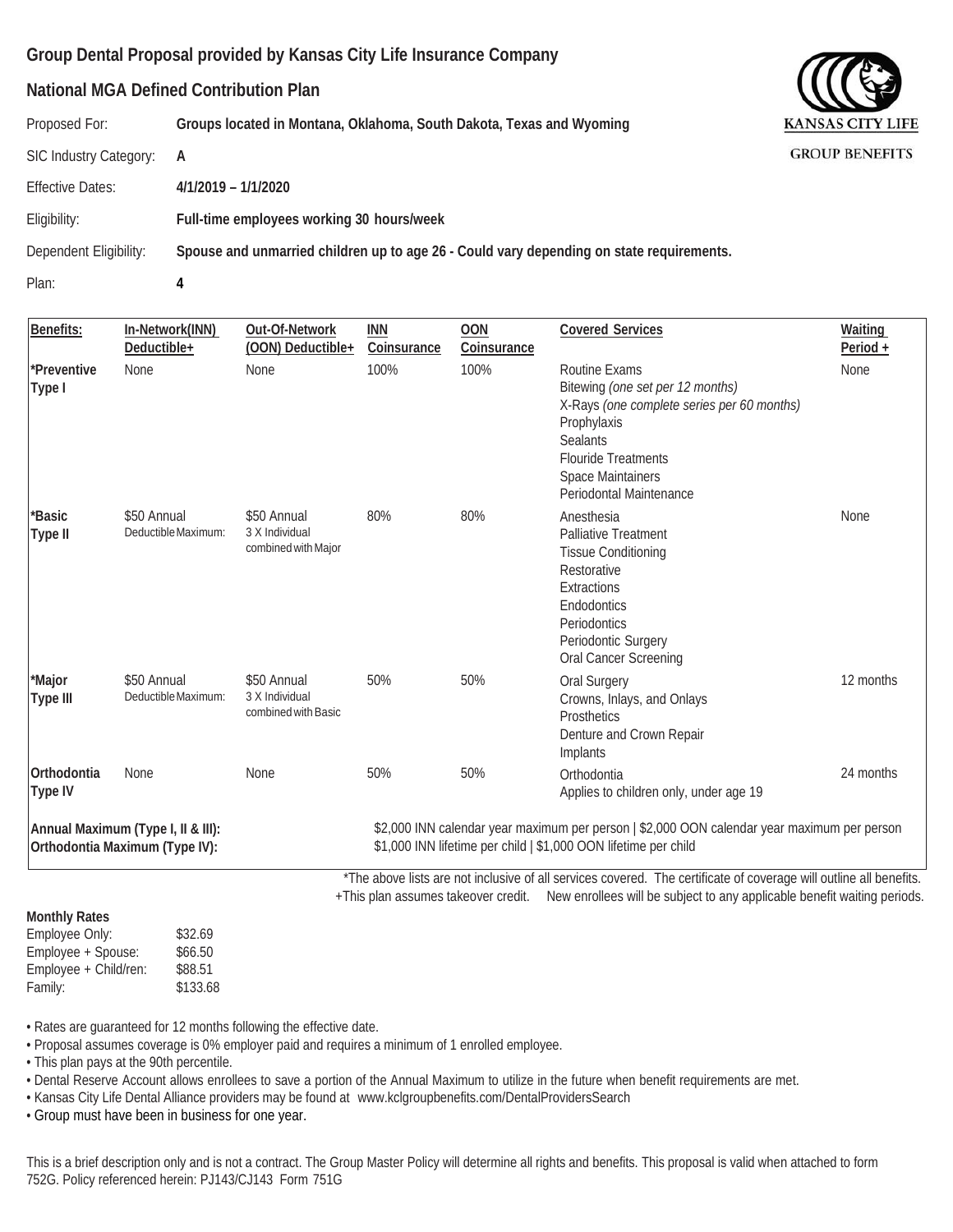# Group Dental Proposal provided by Kansas City Life Insurance Company

## National MGA Defined Contribution Plan

KANSAS CITY LIFE
GROUP BENEFITS

| | |
|---|---|
| Proposed For: | **Groups located in Montana, Oklahoma, South Dakota, Texas and Wyoming** |
| SIC Industry Category: | **A** |
| Effective Dates: | **4/1/2019 – 1/1/2020** |
| Eligibility: | **Full-time employees working 30 hours/week** |
| Dependent Eligibility: | **Spouse and unmarried children up to age 26 - Could vary depending on state requirements.** |
| Plan: | **4** |

| Benefits: | In-Network(INN) Deductible+ | Out-Of-Network (OON) Deductible+ | INN Coinsurance | OON Coinsurance | Covered Services | Waiting Period + |
|---|---|---|---|---|---|---|
| ***Preventive Type I** | None | None | 100% | 100% | Routine Exams<br>Bitewing *(one set per 12 months)*<br>X-Rays *(one complete series per 60 months)*<br>Prophylaxis<br>Sealants<br>Flouride Treatments<br>Space Maintainers<br>Periodontal Maintenance | None |
| ***Basic Type II** | $50 Annual<br>Deductible Maximum: | $50 Annual<br>3 X Individual<br>combined with Major | 80% | 80% | Anesthesia<br>Palliative Treatment<br>Tissue Conditioning<br>Restorative<br>Extractions<br>Endodontics<br>Periodontics<br>Periodontic Surgery<br>Oral Cancer Screening | None |
| ***Major Type III** | $50 Annual<br>Deductible Maximum: | $50 Annual<br>3 X Individual<br>combined with Basic | 50% | 50% | Oral Surgery<br>Crowns, Inlays, and Onlays<br>Prosthetics<br>Denture and Crown Repair<br>Implants | 12 months |
| **Orthodontia Type IV** | None | None | 50% | 50% | Orthodontia<br>Applies to children only, under age 19 | 24 months |
| **Annual Maximum (Type I, II & III):** | | | $2,000 INN calendar year maximum per person \| $2,000 OON calendar year maximum per person | | | |
| **Orthodontia Maximum (Type IV):** | | | $1,000 INN lifetime per child \| $1,000 OON lifetime per child | | | |

*The above lists are not inclusive of all services covered. The certificate of coverage will outline all benefits.
+This plan assumes takeover credit. New enrollees will be subject to any applicable benefit waiting periods.

**Monthly Rates**

| | |
|---|---|
| Employee Only: | $32.69 |
| Employee + Spouse: | $66.50 |
| Employee + Child/ren: | $88.51 |
| Family: | $133.68 |

- Rates are guaranteed for 12 months following the effective date.
- Proposal assumes coverage is 0% employer paid and requires a minimum of 1 enrolled employee.
- This plan pays at the 90th percentile.
- Dental Reserve Account allows enrollees to save a portion of the Annual Maximum to utilize in the future when benefit requirements are met.
- Kansas City Life Dental Alliance providers may be found at www.kclgroupbenefits.com/DentalProvidersSearch
- Group must have been in business for one year.

This is a brief description only and is not a contract. The Group Master Policy will determine all rights and benefits. This proposal is valid when attached to form 752G. Policy referenced herein: PJ143/CJ143 Form 751G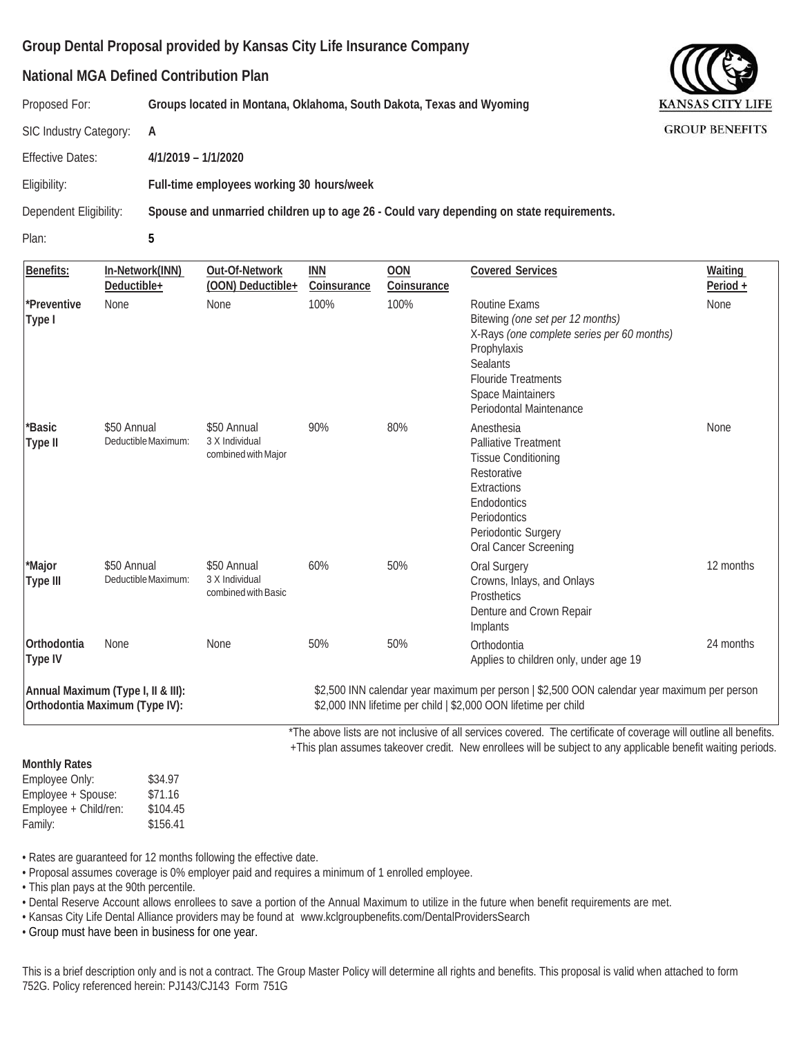## Group Dental Proposal provided by Kansas City Life Insurance Company

## National MGA Defined Contribution Plan

KANSAS CITY LIFE

GROUP BENEFITS

Proposed For: **Groups located in Montana, Oklahoma, South Dakota, Texas and Wyoming**

SIC Industry Category: **A**

Effective Dates: **4/1/2019 – 1/1/2020**

Eligibility: **Full-time employees working 30 hours/week**

Dependent Eligibility: **Spouse and unmarried children up to age 26 - Could vary depending on state requirements.**

Plan: **5**

| Benefits: | In-Network(INN) Deductible+ | Out-Of-Network (OON) Deductible+ | INN Coinsurance | OON Coinsurance | Covered Services | Waiting Period + |
|---|---|---|---|---|---|---|
| *Preventive Type I | None | None | 100% | 100% | Routine Exams<br>Bitewing *(one set per 12 months)*<br>X-Rays *(one complete series per 60 months)*<br>Prophylaxis<br>Sealants<br>Flouride Treatments<br>Space Maintainers<br>Periodontal Maintenance | None |
| *Basic Type II | $50 Annual<br>Deductible Maximum: | $50 Annual<br>3 X Individual combined with Major | 90% | 80% | Anesthesia<br>Palliative Treatment<br>Tissue Conditioning<br>Restorative<br>Extractions<br>Endodontics<br>Periodontics<br>Periodontic Surgery<br>Oral Cancer Screening | None |
| *Major Type III | $50 Annual<br>Deductible Maximum: | $50 Annual<br>3 X Individual combined with Basic | 60% | 50% | Oral Surgery<br>Crowns, Inlays, and Onlays<br>Prosthetics<br>Denture and Crown Repair<br>Implants | 12 months |
| Orthodontia Type IV | None | None | 50% | 50% | Orthodontia<br>Applies to children only, under age 19 | 24 months |
| Annual Maximum (Type I, II & III): | | | $2,500 INN calendar year maximum per person \| $2,500 OON calendar year maximum per person | | | |
| Orthodontia Maximum (Type IV): | | | $2,000 INN lifetime per child \| $2,000 OON lifetime per child | | | |

*The above lists are not inclusive of all services covered. The certificate of coverage will outline all benefits.
+This plan assumes takeover credit. New enrollees will be subject to any applicable benefit waiting periods.

**Monthly Rates**

| | |
|---|---|
| Employee Only: | $34.97 |
| Employee + Spouse: | $71.16 |
| Employee + Child/ren: | $104.45 |
| Family: | $156.41 |

- Rates are guaranteed for 12 months following the effective date.
- Proposal assumes coverage is 0% employer paid and requires a minimum of 1 enrolled employee.
- This plan pays at the 90th percentile.
- Dental Reserve Account allows enrollees to save a portion of the Annual Maximum to utilize in the future when benefit requirements are met.
- Kansas City Life Dental Alliance providers may be found at www.kclgroupbenefits.com/DentalProvidersSearch
- Group must have been in business for one year.

This is a brief description only and is not a contract. The Group Master Policy will determine all rights and benefits. This proposal is valid when attached to form 752G. Policy referenced herein: PJ143/CJ143 Form 751G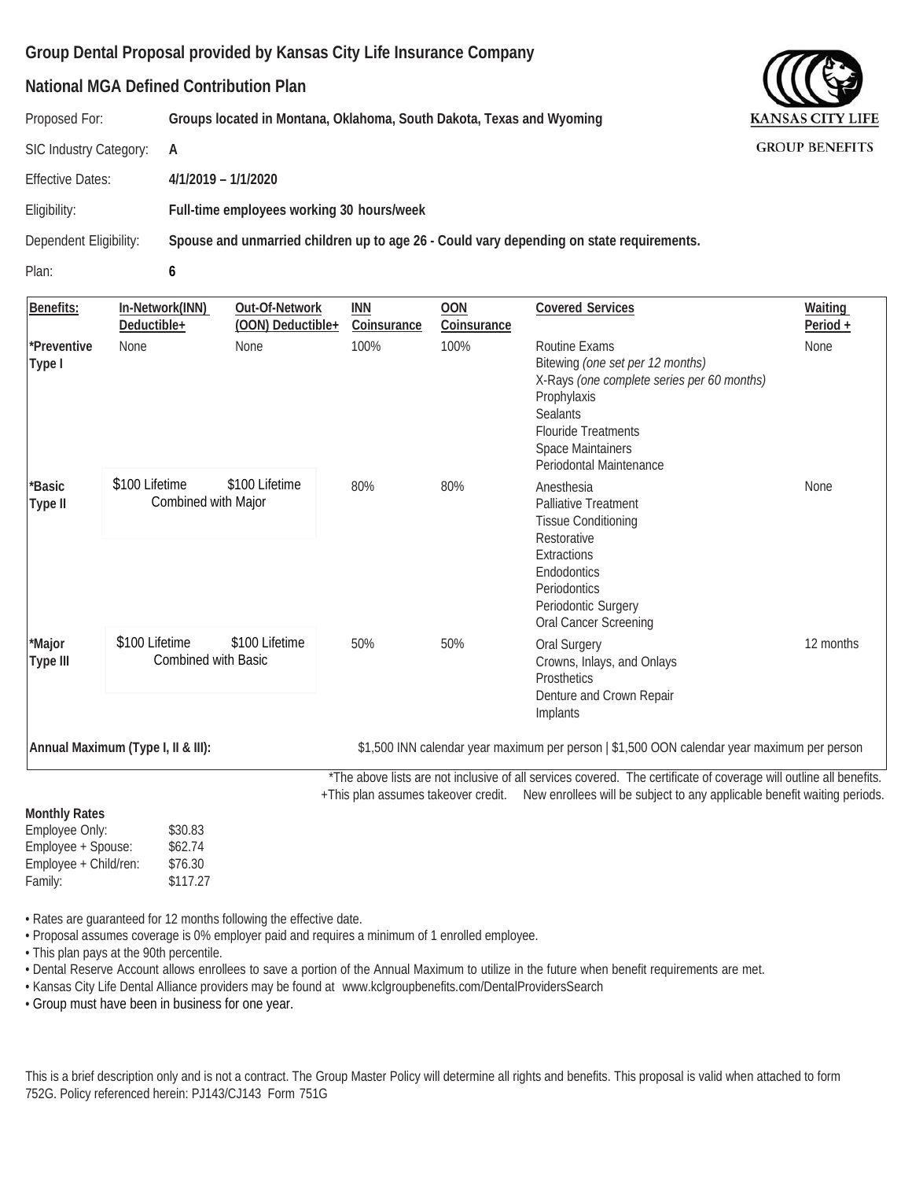## Group Dental Proposal provided by Kansas City Life Insurance Company

## National MGA Defined Contribution Plan

KANSAS CITY LIFE
GROUP BENEFITS

Proposed For: **Groups located in Montana, Oklahoma, South Dakota, Texas and Wyoming**

SIC Industry Category: **A**

Effective Dates: **4/1/2019 – 1/1/2020**

Eligibility: **Full-time employees working 30 hours/week**

Dependent Eligibility: **Spouse and unmarried children up to age 26 - Could vary depending on state requirements.**

Plan: **6**

| Benefits: | In-Network(INN) Deductible+ | Out-Of-Network (OON) Deductible+ | INN Coinsurance | OON Coinsurance | Covered Services | Waiting Period + |
|---|---|---|---|---|---|---|
| *Preventive Type I | None | None | 100% | 100% | Routine Exams<br>Bitewing *(one set per 12 months)*<br>X-Rays *(one complete series per 60 months)*<br>Prophylaxis<br>Sealants<br>Flouride Treatments<br>Space Maintainers<br>Periodontal Maintenance | None |
| *Basic Type II | $100 Lifetime Combined with Major | $100 Lifetime | 80% | 80% | Anesthesia<br>Palliative Treatment<br>Tissue Conditioning<br>Restorative<br>Extractions<br>Endodontics<br>Periodontics<br>Periodontic Surgery<br>Oral Cancer Screening | None |
| *Major Type III | $100 Lifetime Combined with Basic | $100 Lifetime | 50% | 50% | Oral Surgery<br>Crowns, Inlays, and Onlays<br>Prosthetics<br>Denture and Crown Repair<br>Implants | 12 months |
| **Annual Maximum (Type I, II & III):** | | | $1,500 INN calendar year maximum per person \| $1,500 OON calendar year maximum per person | | | |

*The above lists are not inclusive of all services covered. The certificate of coverage will outline all benefits.
+This plan assumes takeover credit. New enrollees will be subject to any applicable benefit waiting periods.

**Monthly Rates**

| | |
|---|---|
| Employee Only: | $30.83 |
| Employee + Spouse: | $62.74 |
| Employee + Child/ren: | $76.30 |
| Family: | $117.27 |

- Rates are guaranteed for 12 months following the effective date.
- Proposal assumes coverage is 0% employer paid and requires a minimum of 1 enrolled employee.
- This plan pays at the 90th percentile.
- Dental Reserve Account allows enrollees to save a portion of the Annual Maximum to utilize in the future when benefit requirements are met.
- Kansas City Life Dental Alliance providers may be found at www.kclgroupbenefits.com/DentalProvidersSearch
- Group must have been in business for one year.

This is a brief description only and is not a contract. The Group Master Policy will determine all rights and benefits. This proposal is valid when attached to form 752G. Policy referenced herein: PJ143/CJ143 Form 751G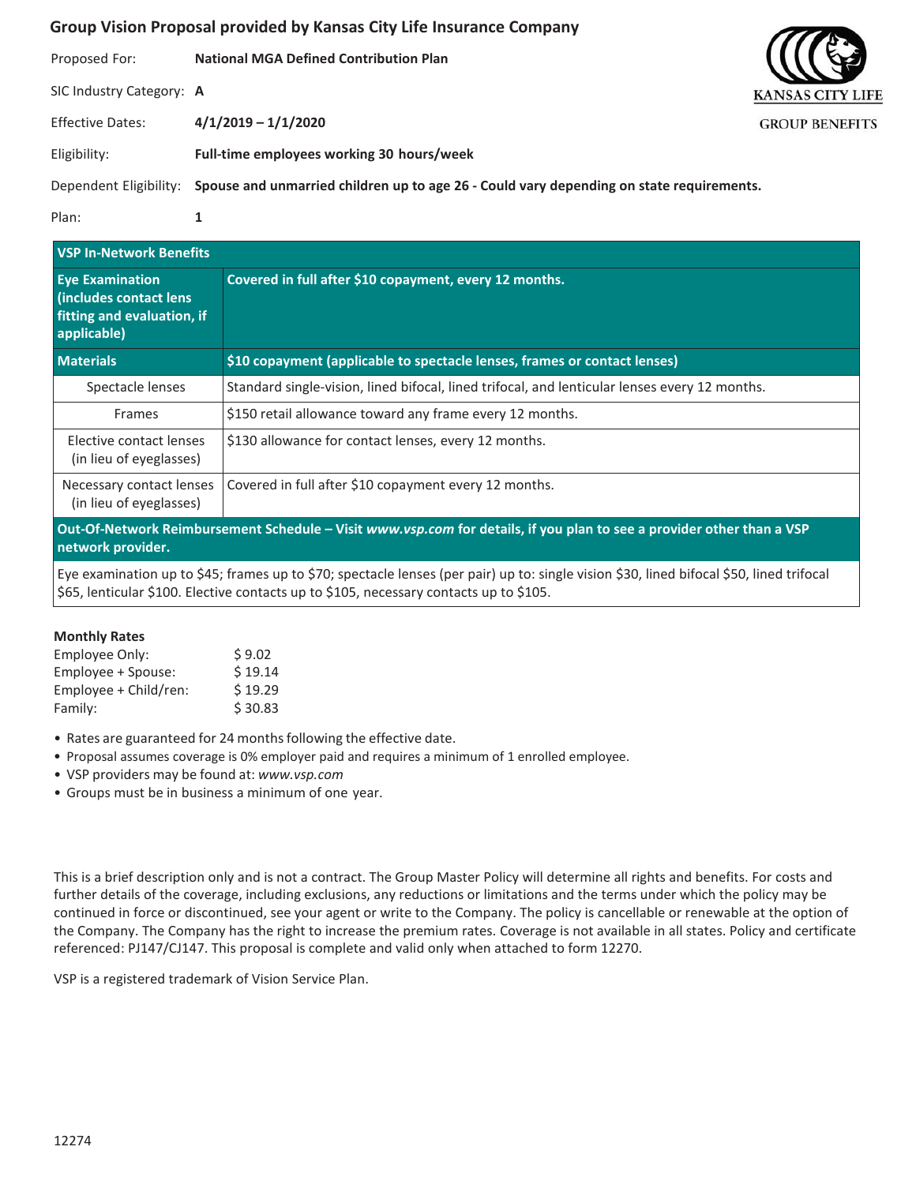# Group Vision Proposal provided by Kansas City Life Insurance Company

KANSAS CITY LIFE
GROUP BENEFITS

Proposed For: **National MGA Defined Contribution Plan**

SIC Industry Category: **A**

Effective Dates: **4/1/2019 – 1/1/2020**

Eligibility: **Full-time employees working 30 hours/week**

Dependent Eligibility: **Spouse and unmarried children up to age 26 - Could vary depending on state requirements.**

Plan: **1**

| **VSP In-Network Benefits** | |
|---|---|
| **Eye Examination (includes contact lens fitting and evaluation, if applicable)** | **Covered in full after $10 copayment, every 12 months.** |
| **Materials** | **$10 copayment (applicable to spectacle lenses, frames or contact lenses)** |
| Spectacle lenses | Standard single-vision, lined bifocal, lined trifocal, and lenticular lenses every 12 months. |
| Frames | $150 retail allowance toward any frame every 12 months. |
| Elective contact lenses (in lieu of eyeglasses) | $130 allowance for contact lenses, every 12 months. |
| Necessary contact lenses (in lieu of eyeglasses) | Covered in full after $10 copayment every 12 months. |

**Out-Of-Network Reimbursement Schedule – Visit *www.vsp.com* for details, if you plan to see a provider other than a VSP network provider.**

Eye examination up to $45; frames up to $70; spectacle lenses (per pair) up to: single vision $30, lined bifocal $50, lined trifocal $65, lenticular $100. Elective contacts up to $105, necessary contacts up to $105.

**Monthly Rates**

| | |
|---|---|
| Employee Only: | $ 9.02 |
| Employee + Spouse: | $ 19.14 |
| Employee + Child/ren: | $ 19.29 |
| Family: | $ 30.83 |

- Rates are guaranteed for 24 months following the effective date.
- Proposal assumes coverage is 0% employer paid and requires a minimum of 1 enrolled employee.
- VSP providers may be found at: *www.vsp.com*
- Groups must be in business a minimum of one year.

This is a brief description only and is not a contract. The Group Master Policy will determine all rights and benefits. For costs and further details of the coverage, including exclusions, any reductions or limitations and the terms under which the policy may be continued in force or discontinued, see your agent or write to the Company. The policy is cancellable or renewable at the option of the Company. The Company has the right to increase the premium rates. Coverage is not available in all states. Policy and certificate referenced: PJ147/CJ147. This proposal is complete and valid only when attached to form 12270.

VSP is a registered trademark of Vision Service Plan.

12274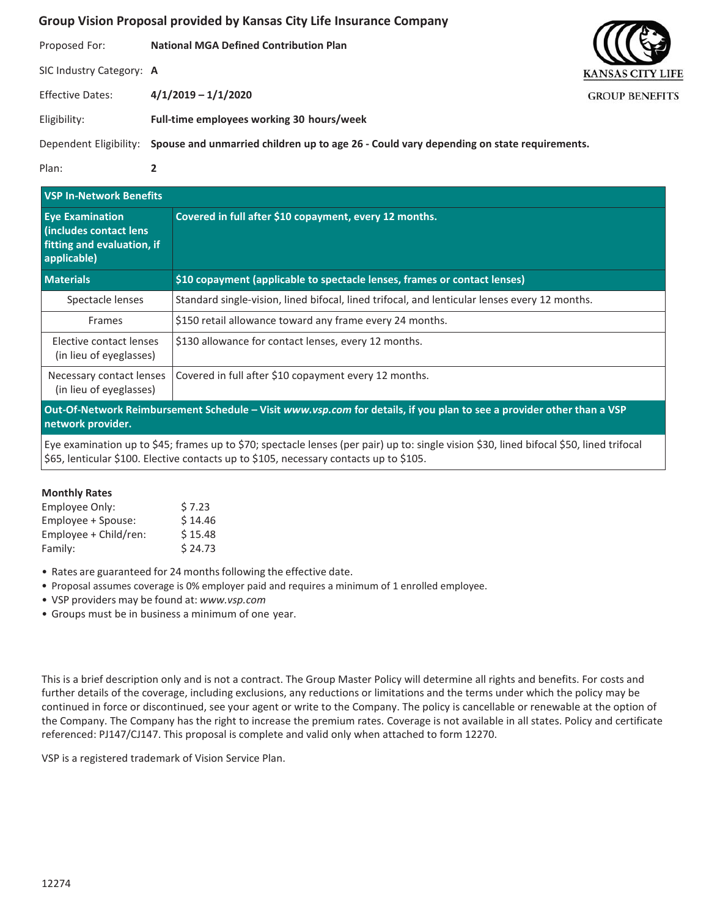# Group Vision Proposal provided by Kansas City Life Insurance Company

KANSAS CITY LIFE
GROUP BENEFITS

Proposed For: **National MGA Defined Contribution Plan**

SIC Industry Category: **A**

Effective Dates: **4/1/2019 – 1/1/2020**

Eligibility: **Full-time employees working 30 hours/week**

Dependent Eligibility: **Spouse and unmarried children up to age 26 - Could vary depending on state requirements.**

Plan: **2**

| **VSP In-Network Benefits** | |
|---|---|
| **Eye Examination (includes contact lens fitting and evaluation, if applicable)** | **Covered in full after $10 copayment, every 12 months.** |
| **Materials** | **$10 copayment (applicable to spectacle lenses, frames or contact lenses)** |
| Spectacle lenses | Standard single-vision, lined bifocal, lined trifocal, and lenticular lenses every 12 months. |
| Frames | $150 retail allowance toward any frame every 24 months. |
| Elective contact lenses (in lieu of eyeglasses) | $130 allowance for contact lenses, every 12 months. |
| Necessary contact lenses (in lieu of eyeglasses) | Covered in full after $10 copayment every 12 months. |
| **Out-Of-Network Reimbursement Schedule – Visit *www.vsp.com* for details, if you plan to see a provider other than a VSP network provider.** | |
| Eye examination up to $45; frames up to $70; spectacle lenses (per pair) up to: single vision $30, lined bifocal $50, lined trifocal $65, lenticular $100. Elective contacts up to $105, necessary contacts up to $105. | |

**Monthly Rates**

| | |
|---|---|
| Employee Only: | $ 7.23 |
| Employee + Spouse: | $ 14.46 |
| Employee + Child/ren: | $ 15.48 |
| Family: | $ 24.73 |

- Rates are guaranteed for 24 months following the effective date.
- Proposal assumes coverage is 0% employer paid and requires a minimum of 1 enrolled employee.
- VSP providers may be found at: *www.vsp.com*
- Groups must be in business a minimum of one year.

This is a brief description only and is not a contract. The Group Master Policy will determine all rights and benefits. For costs and further details of the coverage, including exclusions, any reductions or limitations and the terms under which the policy may be continued in force or discontinued, see your agent or write to the Company. The policy is cancellable or renewable at the option of the Company. The Company has the right to increase the premium rates. Coverage is not available in all states. Policy and certificate referenced: PJ147/CJ147. This proposal is complete and valid only when attached to form 12270.

VSP is a registered trademark of Vision Service Plan.

12274